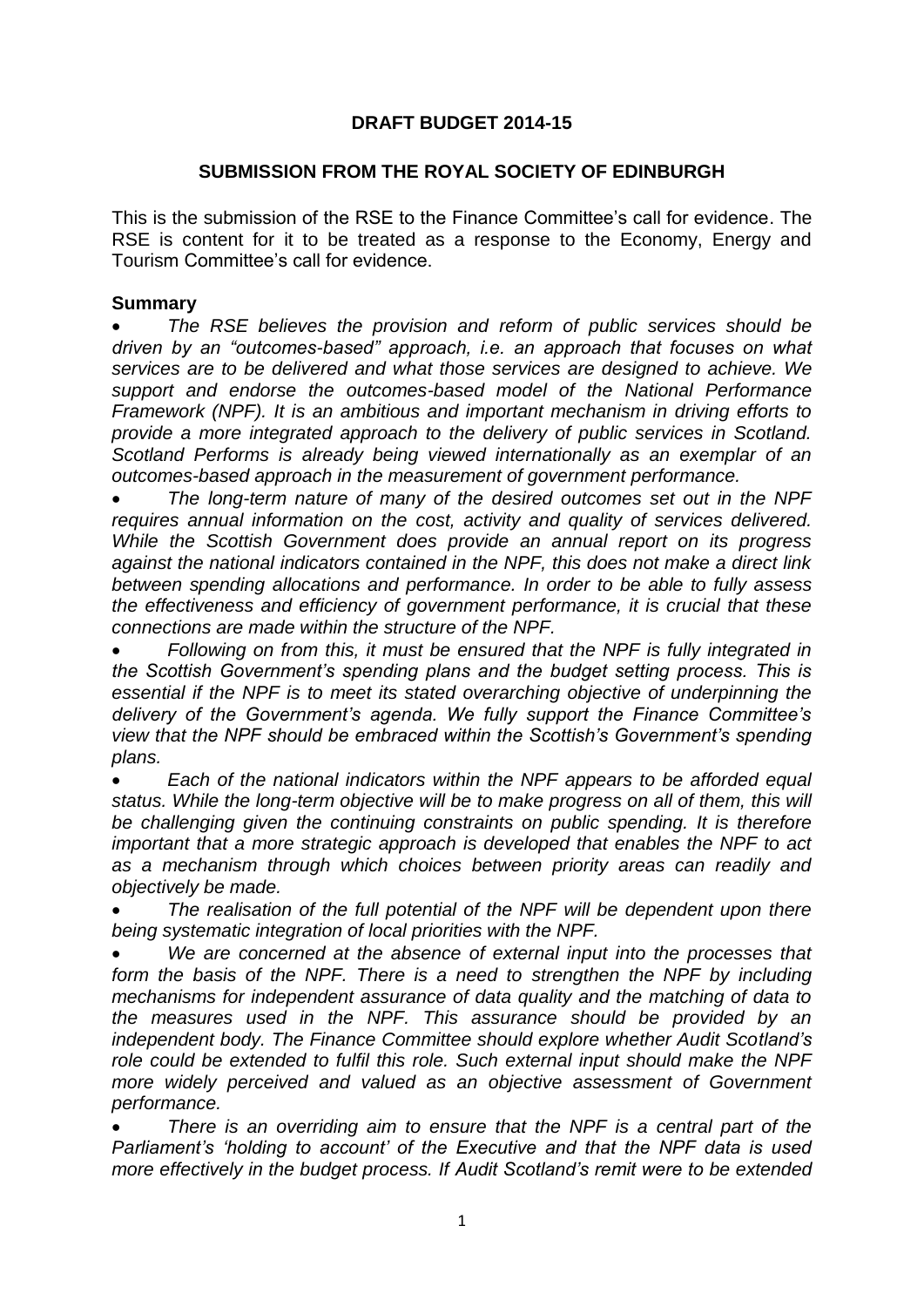**DRAFT BUDGET 2014-15**

**SUBMISSION FROM THE ROYAL SOCIETY OF EDINBURGH**

This is the submission of the RSE to the Finance Committee's call for evidence. The RSE is content for it to be treated as a response to the Economy, Energy and Tourism Committee's call for evidence.

**Summary**

- *The RSE believes the provision and reform of public services should be driven by an "outcomes-based" approach, i.e. an approach that focuses on what services are to be delivered and what those services are designed to achieve. We support and endorse the outcomes-based model of the National Performance Framework (NPF). It is an ambitious and important mechanism in driving efforts to provide a more integrated approach to the delivery of public services in Scotland. Scotland Performs is already being viewed internationally as an exemplar of an outcomes-based approach in the measurement of government performance.*
- *The long-term nature of many of the desired outcomes set out in the NPF requires annual information on the cost, activity and quality of services delivered. While the Scottish Government does provide an annual report on its progress against the national indicators contained in the NPF, this does not make a direct link between spending allocations and performance. In order to be able to fully assess the effectiveness and efficiency of government performance, it is crucial that these connections are made within the structure of the NPF.*
- *Following on from this, it must be ensured that the NPF is fully integrated in the Scottish Government's spending plans and the budget setting process. This is essential if the NPF is to meet its stated overarching objective of underpinning the delivery of the Government's agenda. We fully support the Finance Committee's view that the NPF should be embraced within the Scottish's Government's spending plans.*
- *Each of the national indicators within the NPF appears to be afforded equal status. While the long-term objective will be to make progress on all of them, this will be challenging given the continuing constraints on public spending. It is therefore important that a more strategic approach is developed that enables the NPF to act as a mechanism through which choices between priority areas can readily and objectively be made.*
- *The realisation of the full potential of the NPF will be dependent upon there being systematic integration of local priorities with the NPF.*
- *We are concerned at the absence of external input into the processes that form the basis of the NPF. There is a need to strengthen the NPF by including mechanisms for independent assurance of data quality and the matching of data to the measures used in the NPF. This assurance should be provided by an independent body. The Finance Committee should explore whether Audit Scotland's role could be extended to fulfil this role. Such external input should make the NPF more widely perceived and valued as an objective assessment of Government performance.*
- *There is an overriding aim to ensure that the NPF is a central part of the Parliament's 'holding to account' of the Executive and that the NPF data is used more effectively in the budget process. If Audit Scotland's remit were to be extended*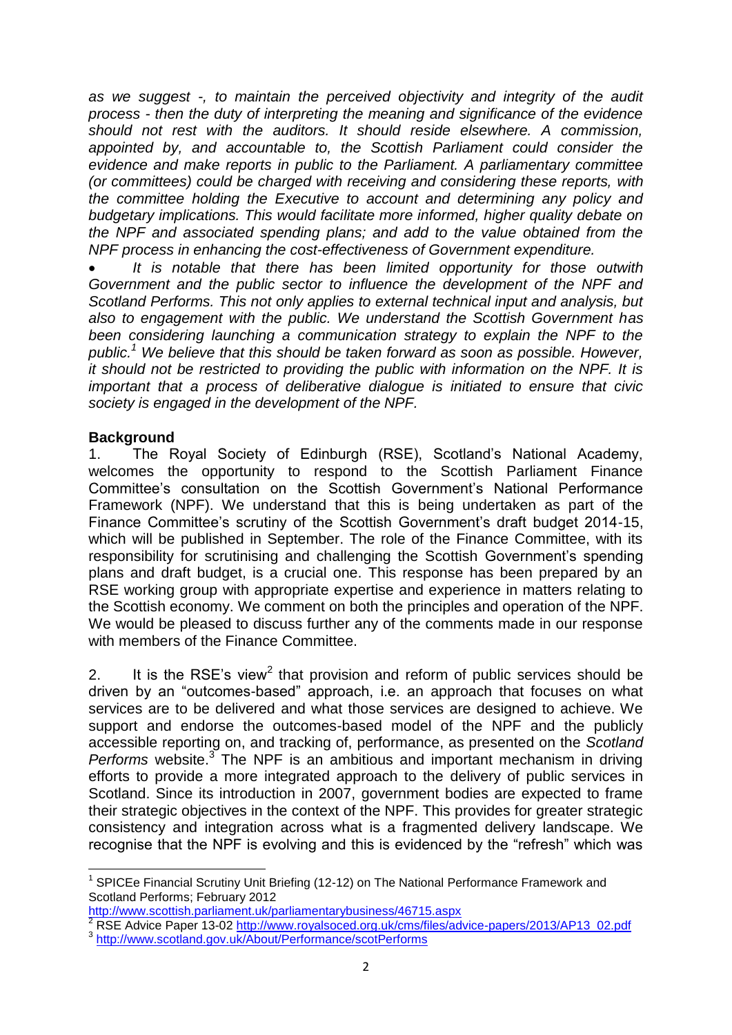*as we suggest -, to maintain the perceived objectivity and integrity of the audit process - then the duty of interpreting the meaning and significance of the evidence should not rest with the auditors. It should reside elsewhere. A commission, appointed by, and accountable to, the Scottish Parliament could consider the evidence and make reports in public to the Parliament. A parliamentary committee (or committees) could be charged with receiving and considering these reports, with the committee holding the Executive to account and determining any policy and budgetary implications. This would facilitate more informed, higher quality debate on the NPF and associated spending plans; and add to the value obtained from the NPF process in enhancing the cost-effectiveness of Government expenditure.*

- *It is notable that there has been limited opportunity for those outwith Government and the public sector to influence the development of the NPF and Scotland Performs. This not only applies to external technical input and analysis, but also to engagement with the public. We understand the Scottish Government has been considering launching a communication strategy to explain the NPF to the public.*[1] *We believe that this should be taken forward as soon as possible. However, it should not be restricted to providing the public with information on the NPF. It is important that a process of deliberative dialogue is initiated to ensure that civic society is engaged in the development of the NPF.*

**Background**

1. The Royal Society of Edinburgh (RSE), Scotland's National Academy, welcomes the opportunity to respond to the Scottish Parliament Finance Committee's consultation on the Scottish Government's National Performance Framework (NPF). We understand that this is being undertaken as part of the Finance Committee's scrutiny of the Scottish Government's draft budget 2014-15, which will be published in September. The role of the Finance Committee, with its responsibility for scrutinising and challenging the Scottish Government's spending plans and draft budget, is a crucial one. This response has been prepared by an RSE working group with appropriate expertise and experience in matters relating to the Scottish economy. We comment on both the principles and operation of the NPF. We would be pleased to discuss further any of the comments made in our response with members of the Finance Committee.

2. It is the RSE's view[2] that provision and reform of public services should be driven by an "outcomes-based" approach, i.e. an approach that focuses on what services are to be delivered and what those services are designed to achieve. We support and endorse the outcomes-based model of the NPF and the publicly accessible reporting on, and tracking of, performance, as presented on the *Scotland Performs* website.[3] The NPF is an ambitious and important mechanism in driving efforts to provide a more integrated approach to the delivery of public services in Scotland. Since its introduction in 2007, government bodies are expected to frame their strategic objectives in the context of the NPF. This provides for greater strategic consistency and integration across what is a fragmented delivery landscape. We recognise that the NPF is evolving and this is evidenced by the "refresh" which was

---

[1] SPICEe Financial Scrutiny Unit Briefing (12-12) on The National Performance Framework and Scotland Performs; February 2012 http://www.scottish.parliament.uk/parliamentarybusiness/46715.aspx

[2] RSE Advice Paper 13-02 http://www.royalsoced.org.uk/cms/files/advice-papers/2013/AP13_02.pdf

[3] http://www.scotland.gov.uk/About/Performance/scotPerforms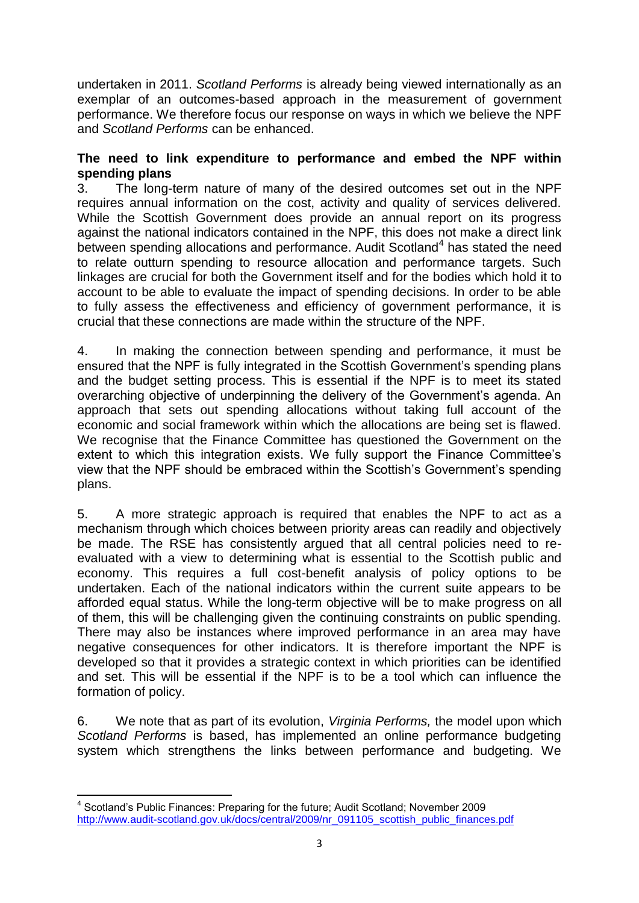undertaken in 2011. *Scotland Performs* is already being viewed internationally as an exemplar of an outcomes-based approach in the measurement of government performance. We therefore focus our response on ways in which we believe the NPF and *Scotland Performs* can be enhanced.

**The need to link expenditure to performance and embed the NPF within spending plans**

3. The long-term nature of many of the desired outcomes set out in the NPF requires annual information on the cost, activity and quality of services delivered. While the Scottish Government does provide an annual report on its progress against the national indicators contained in the NPF, this does not make a direct link between spending allocations and performance. Audit Scotland[4] has stated the need to relate outturn spending to resource allocation and performance targets. Such linkages are crucial for both the Government itself and for the bodies which hold it to account to be able to evaluate the impact of spending decisions. In order to be able to fully assess the effectiveness and efficiency of government performance, it is crucial that these connections are made within the structure of the NPF.

4. In making the connection between spending and performance, it must be ensured that the NPF is fully integrated in the Scottish Government's spending plans and the budget setting process. This is essential if the NPF is to meet its stated overarching objective of underpinning the delivery of the Government's agenda. An approach that sets out spending allocations without taking full account of the economic and social framework within which the allocations are being set is flawed. We recognise that the Finance Committee has questioned the Government on the extent to which this integration exists. We fully support the Finance Committee's view that the NPF should be embraced within the Scottish's Government's spending plans.

5. A more strategic approach is required that enables the NPF to act as a mechanism through which choices between priority areas can readily and objectively be made. The RSE has consistently argued that all central policies need to re-evaluated with a view to determining what is essential to the Scottish public and economy. This requires a full cost-benefit analysis of policy options to be undertaken. Each of the national indicators within the current suite appears to be afforded equal status. While the long-term objective will be to make progress on all of them, this will be challenging given the continuing constraints on public spending. There may also be instances where improved performance in an area may have negative consequences for other indicators. It is therefore important the NPF is developed so that it provides a strategic context in which priorities can be identified and set. This will be essential if the NPF is to be a tool which can influence the formation of policy.

6. We note that as part of its evolution, *Virginia Performs,* the model upon which *Scotland Performs* is based, has implemented an online performance budgeting system which strengthens the links between performance and budgeting. We

---

[4] Scotland's Public Finances: Preparing for the future; Audit Scotland; November 2009 http://www.audit-scotland.gov.uk/docs/central/2009/nr_091105_scottish_public_finances.pdf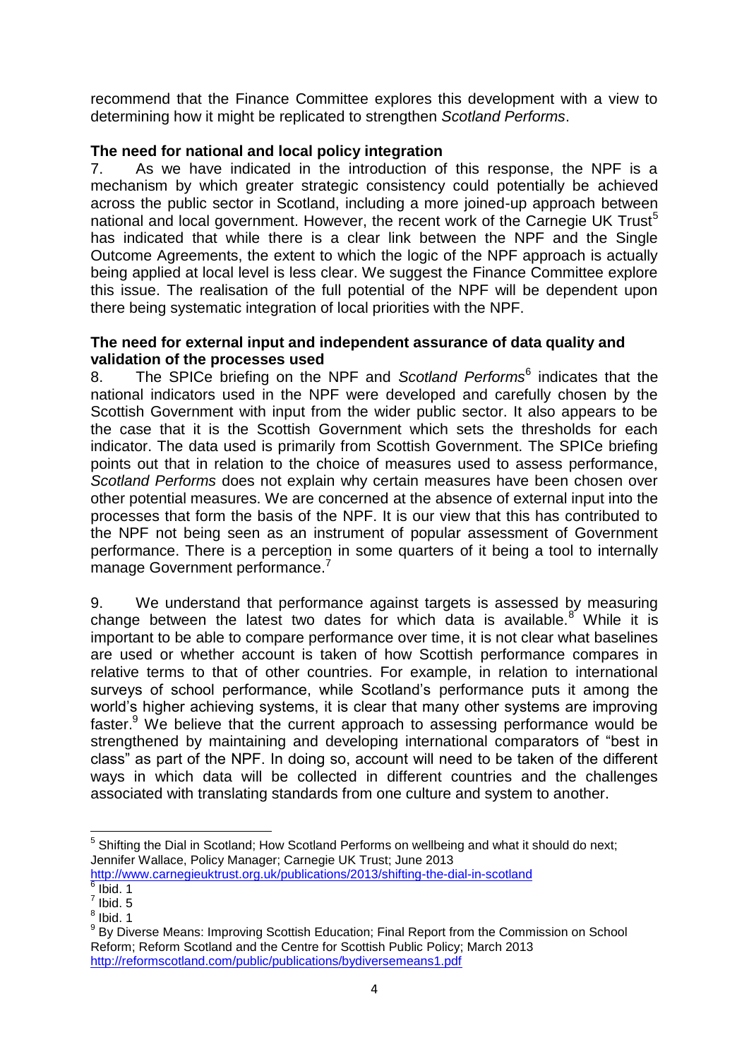recommend that the Finance Committee explores this development with a view to determining how it might be replicated to strengthen *Scotland Performs*.

**The need for national and local policy integration**

7. As we have indicated in the introduction of this response, the NPF is a mechanism by which greater strategic consistency could potentially be achieved across the public sector in Scotland, including a more joined-up approach between national and local government. However, the recent work of the Carnegie UK Trust[5] has indicated that while there is a clear link between the NPF and the Single Outcome Agreements, the extent to which the logic of the NPF approach is actually being applied at local level is less clear. We suggest the Finance Committee explore this issue. The realisation of the full potential of the NPF will be dependent upon there being systematic integration of local priorities with the NPF.

**The need for external input and independent assurance of data quality and validation of the processes used**

8. The SPICe briefing on the NPF and *Scotland Performs*[6] indicates that the national indicators used in the NPF were developed and carefully chosen by the Scottish Government with input from the wider public sector. It also appears to be the case that it is the Scottish Government which sets the thresholds for each indicator. The data used is primarily from Scottish Government. The SPICe briefing points out that in relation to the choice of measures used to assess performance, *Scotland Performs* does not explain why certain measures have been chosen over other potential measures. We are concerned at the absence of external input into the processes that form the basis of the NPF. It is our view that this has contributed to the NPF not being seen as an instrument of popular assessment of Government performance. There is a perception in some quarters of it being a tool to internally manage Government performance.[7]

9. We understand that performance against targets is assessed by measuring change between the latest two dates for which data is available.[8] While it is important to be able to compare performance over time, it is not clear what baselines are used or whether account is taken of how Scottish performance compares in relative terms to that of other countries. For example, in relation to international surveys of school performance, while Scotland's performance puts it among the world's higher achieving systems, it is clear that many other systems are improving faster.[9] We believe that the current approach to assessing performance would be strengthened by maintaining and developing international comparators of "best in class" as part of the NPF. In doing so, account will need to be taken of the different ways in which data will be collected in different countries and the challenges associated with translating standards from one culture and system to another.

---

[5] Shifting the Dial in Scotland; How Scotland Performs on wellbeing and what it should do next; Jennifer Wallace, Policy Manager; Carnegie UK Trust; June 2013 http://www.carnegieuktrust.org.uk/publications/2013/shifting-the-dial-in-scotland

[6] Ibid. 1

[7] Ibid. 5

[8] Ibid. 1

[9] By Diverse Means: Improving Scottish Education; Final Report from the Commission on School Reform; Reform Scotland and the Centre for Scottish Public Policy; March 2013 http://reformscotland.com/public/publications/bydiversemeans1.pdf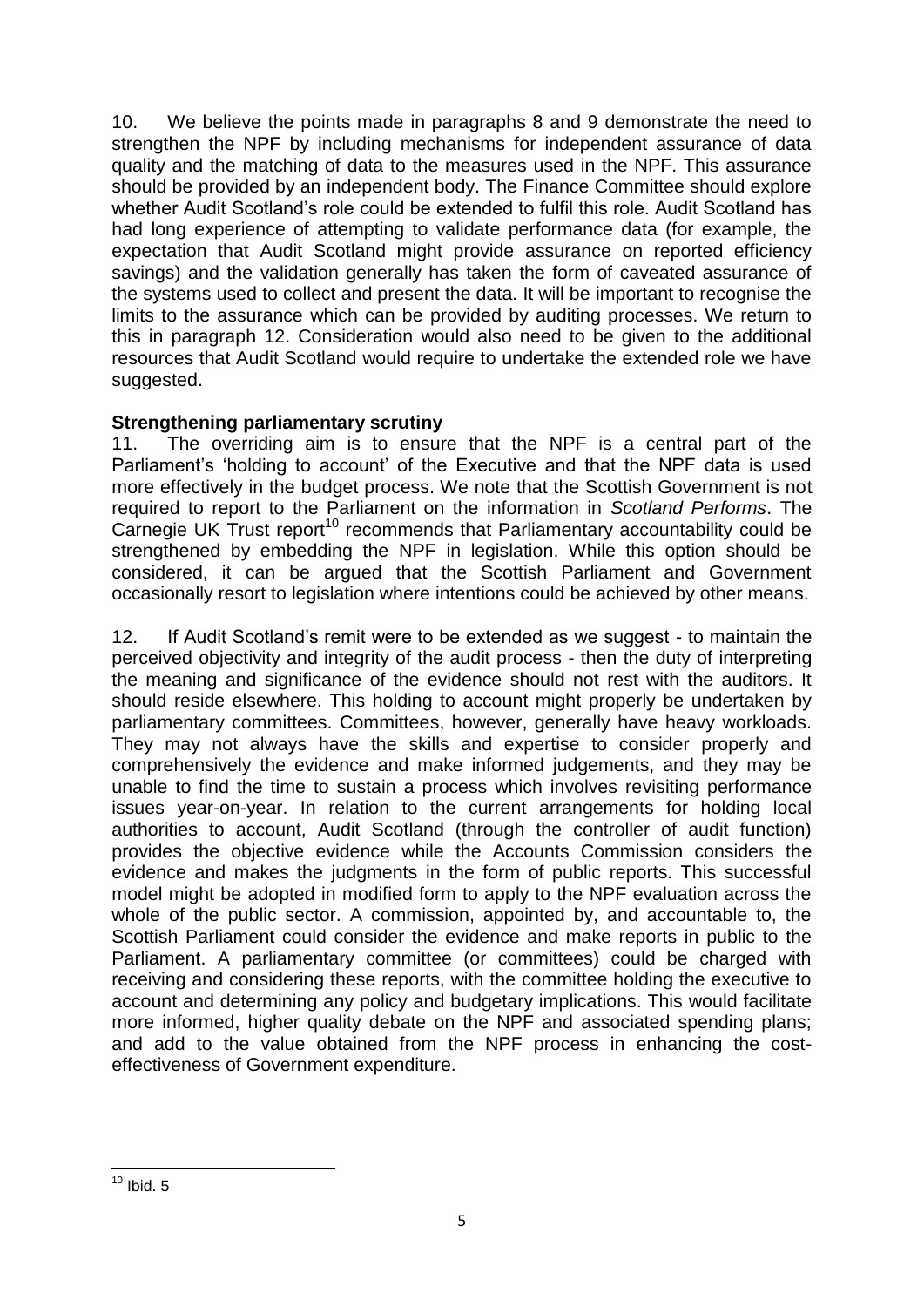10. We believe the points made in paragraphs 8 and 9 demonstrate the need to strengthen the NPF by including mechanisms for independent assurance of data quality and the matching of data to the measures used in the NPF. This assurance should be provided by an independent body. The Finance Committee should explore whether Audit Scotland's role could be extended to fulfil this role. Audit Scotland has had long experience of attempting to validate performance data (for example, the expectation that Audit Scotland might provide assurance on reported efficiency savings) and the validation generally has taken the form of caveated assurance of the systems used to collect and present the data. It will be important to recognise the limits to the assurance which can be provided by auditing processes. We return to this in paragraph 12. Consideration would also need to be given to the additional resources that Audit Scotland would require to undertake the extended role we have suggested.

**Strengthening parliamentary scrutiny**

11. The overriding aim is to ensure that the NPF is a central part of the Parliament's 'holding to account' of the Executive and that the NPF data is used more effectively in the budget process. We note that the Scottish Government is not required to report to the Parliament on the information in *Scotland Performs*. The Carnegie UK Trust report[10] recommends that Parliamentary accountability could be strengthened by embedding the NPF in legislation. While this option should be considered, it can be argued that the Scottish Parliament and Government occasionally resort to legislation where intentions could be achieved by other means.

12. If Audit Scotland's remit were to be extended as we suggest - to maintain the perceived objectivity and integrity of the audit process - then the duty of interpreting the meaning and significance of the evidence should not rest with the auditors. It should reside elsewhere. This holding to account might properly be undertaken by parliamentary committees. Committees, however, generally have heavy workloads. They may not always have the skills and expertise to consider properly and comprehensively the evidence and make informed judgements, and they may be unable to find the time to sustain a process which involves revisiting performance issues year-on-year. In relation to the current arrangements for holding local authorities to account, Audit Scotland (through the controller of audit function) provides the objective evidence while the Accounts Commission considers the evidence and makes the judgments in the form of public reports. This successful model might be adopted in modified form to apply to the NPF evaluation across the whole of the public sector. A commission, appointed by, and accountable to, the Scottish Parliament could consider the evidence and make reports in public to the Parliament. A parliamentary committee (or committees) could be charged with receiving and considering these reports, with the committee holding the executive to account and determining any policy and budgetary implications. This would facilitate more informed, higher quality debate on the NPF and associated spending plans; and add to the value obtained from the NPF process in enhancing the cost-effectiveness of Government expenditure.

[10] Ibid. 5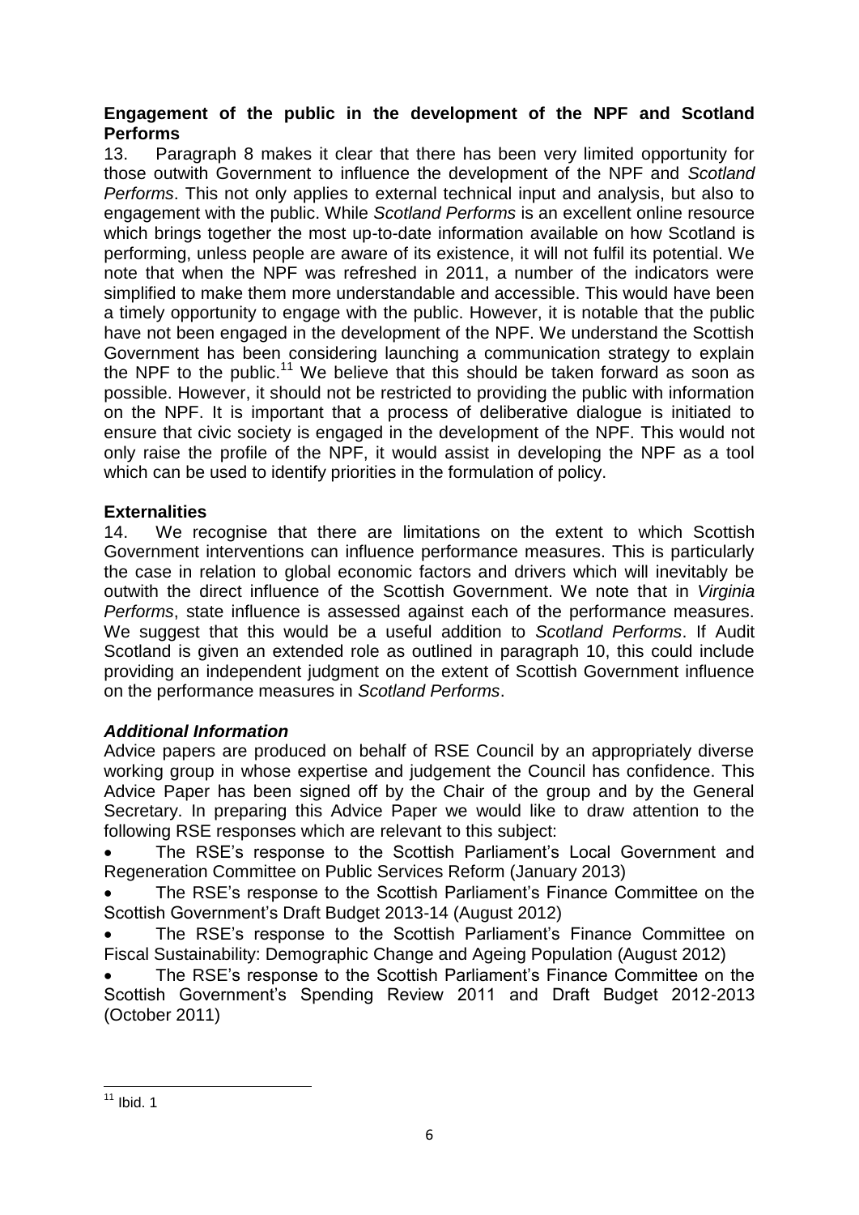### Engagement of the public in the development of the NPF and Scotland Performs

13. Paragraph 8 makes it clear that there has been very limited opportunity for those outwith Government to influence the development of the NPF and *Scotland Performs*. This not only applies to external technical input and analysis, but also to engagement with the public. While *Scotland Performs* is an excellent online resource which brings together the most up-to-date information available on how Scotland is performing, unless people are aware of its existence, it will not fulfil its potential. We note that when the NPF was refreshed in 2011, a number of the indicators were simplified to make them more understandable and accessible. This would have been a timely opportunity to engage with the public. However, it is notable that the public have not been engaged in the development of the NPF. We understand the Scottish Government has been considering launching a communication strategy to explain the NPF to the public.[11] We believe that this should be taken forward as soon as possible. However, it should not be restricted to providing the public with information on the NPF. It is important that a process of deliberative dialogue is initiated to ensure that civic society is engaged in the development of the NPF. This would not only raise the profile of the NPF, it would assist in developing the NPF as a tool which can be used to identify priorities in the formulation of policy.

### Externalities

14. We recognise that there are limitations on the extent to which Scottish Government interventions can influence performance measures. This is particularly the case in relation to global economic factors and drivers which will inevitably be outwith the direct influence of the Scottish Government. We note that in *Virginia Performs*, state influence is assessed against each of the performance measures. We suggest that this would be a useful addition to *Scotland Performs*. If Audit Scotland is given an extended role as outlined in paragraph 10, this could include providing an independent judgment on the extent of Scottish Government influence on the performance measures in *Scotland Performs*.

### *Additional Information*

Advice papers are produced on behalf of RSE Council by an appropriately diverse working group in whose expertise and judgement the Council has confidence. This Advice Paper has been signed off by the Chair of the group and by the General Secretary. In preparing this Advice Paper we would like to draw attention to the following RSE responses which are relevant to this subject:

- The RSE's response to the Scottish Parliament's Local Government and Regeneration Committee on Public Services Reform (January 2013)
- The RSE's response to the Scottish Parliament's Finance Committee on the Scottish Government's Draft Budget 2013-14 (August 2012)
- The RSE's response to the Scottish Parliament's Finance Committee on Fiscal Sustainability: Demographic Change and Ageing Population (August 2012)
- The RSE's response to the Scottish Parliament's Finance Committee on the Scottish Government's Spending Review 2011 and Draft Budget 2012-2013 (October 2011)

---

[11] Ibid. 1